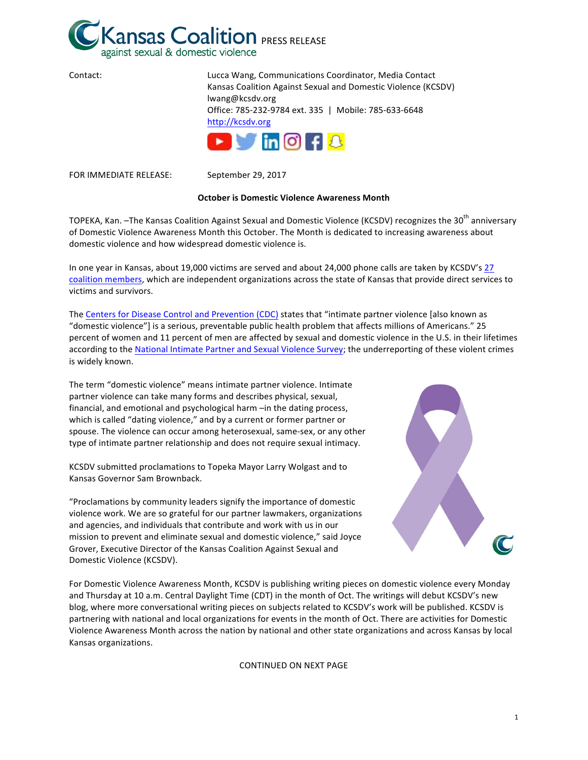Kansas Coalition against sexual & domestic violence PRESS RELEASE

Contact: Lucca Wang, Communications Coordinator, Media Contact
Kansas Coalition Against Sexual and Domestic Violence (KCSDV)
lwang@kcsdv.org
Office: 785-232-9784 ext. 335 | Mobile: 785-633-6648
http://kcsdv.org

FOR IMMEDIATE RELEASE: September 29, 2017

**October is Domestic Violence Awareness Month**

TOPEKA, Kan. –The Kansas Coalition Against Sexual and Domestic Violence (KCSDV) recognizes the 30th anniversary of Domestic Violence Awareness Month this October. The Month is dedicated to increasing awareness about domestic violence and how widespread domestic violence is.

In one year in Kansas, about 19,000 victims are served and about 24,000 phone calls are taken by KCSDV's 27 coalition members, which are independent organizations across the state of Kansas that provide direct services to victims and survivors.

The Centers for Disease Control and Prevention (CDC) states that "intimate partner violence [also known as "domestic violence"] is a serious, preventable public health problem that affects millions of Americans." 25 percent of women and 11 percent of men are affected by sexual and domestic violence in the U.S. in their lifetimes according to the National Intimate Partner and Sexual Violence Survey; the underreporting of these violent crimes is widely known.

The term "domestic violence" means intimate partner violence. Intimate partner violence can take many forms and describes physical, sexual, financial, and emotional and psychological harm –in the dating process, which is called "dating violence," and by a current or former partner or spouse. The violence can occur among heterosexual, same-sex, or any other type of intimate partner relationship and does not require sexual intimacy.

KCSDV submitted proclamations to Topeka Mayor Larry Wolgast and to Kansas Governor Sam Brownback.

"Proclamations by community leaders signify the importance of domestic violence work. We are so grateful for our partner lawmakers, organizations and agencies, and individuals that contribute and work with us in our mission to prevent and eliminate sexual and domestic violence," said Joyce Grover, Executive Director of the Kansas Coalition Against Sexual and Domestic Violence (KCSDV).

For Domestic Violence Awareness Month, KCSDV is publishing writing pieces on domestic violence every Monday and Thursday at 10 a.m. Central Daylight Time (CDT) in the month of Oct. The writings will debut KCSDV's new blog, where more conversational writing pieces on subjects related to KCSDV's work will be published. KCSDV is partnering with national and local organizations for events in the month of Oct. There are activities for Domestic Violence Awareness Month across the nation by national and other state organizations and across Kansas by local Kansas organizations.

CONTINUED ON NEXT PAGE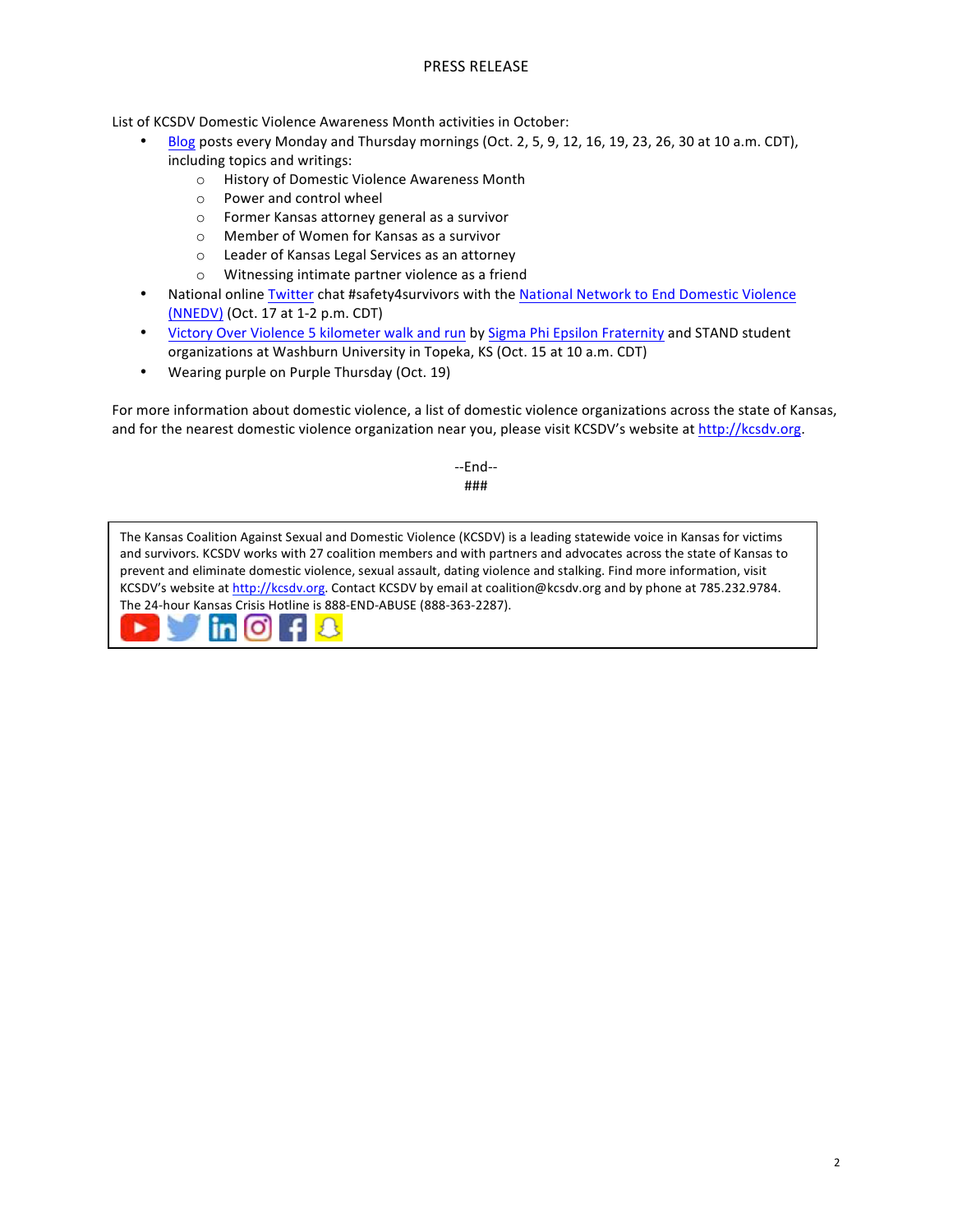List of KCSDV Domestic Violence Awareness Month activities in October:

- Blog posts every Monday and Thursday mornings (Oct. 2, 5, 9, 12, 16, 19, 23, 26, 30 at 10 a.m. CDT), including topics and writings:
  - History of Domestic Violence Awareness Month
  - Power and control wheel
  - Former Kansas attorney general as a survivor
  - Member of Women for Kansas as a survivor
  - Leader of Kansas Legal Services as an attorney
  - Witnessing intimate partner violence as a friend
- National online Twitter chat #safety4survivors with the National Network to End Domestic Violence (NNEDV) (Oct. 17 at 1-2 p.m. CDT)
- Victory Over Violence 5 kilometer walk and run by Sigma Phi Epsilon Fraternity and STAND student organizations at Washburn University in Topeka, KS (Oct. 15 at 10 a.m. CDT)
- Wearing purple on Purple Thursday (Oct. 19)

For more information about domestic violence, a list of domestic violence organizations across the state of Kansas, and for the nearest domestic violence organization near you, please visit KCSDV's website at http://kcsdv.org.

--End--

###

The Kansas Coalition Against Sexual and Domestic Violence (KCSDV) is a leading statewide voice in Kansas for victims and survivors. KCSDV works with 27 coalition members and with partners and advocates across the state of Kansas to prevent and eliminate domestic violence, sexual assault, dating violence and stalking. Find more information, visit KCSDV's website at http://kcsdv.org. Contact KCSDV by email at coalition@kcsdv.org and by phone at 785.232.9784. The 24-hour Kansas Crisis Hotline is 888-END-ABUSE (888-363-2287).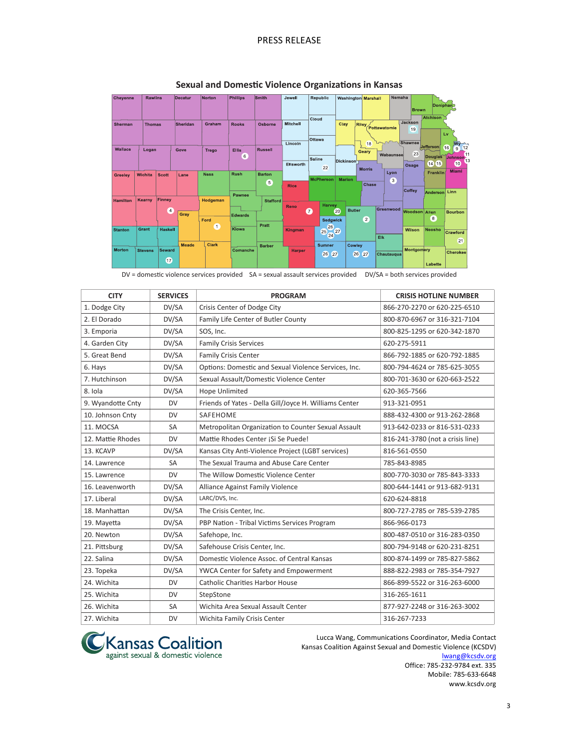PRESS RELEASE

## Sexual and Domestic Violence Organizations in Kansas

Cheyenne Rawlins Decatur Norton Phillips Smith Jewell Republic Washington Marshall Nemaha Brown Doniphan
Sherman Thomas Sheridan Graham Rooks Osborne Mitchell Cloud Clay Riley Pottawatomie Jackson Atchison
Wallace Logan Gove Trego Ellis Russell Lincoln Ottawa Geary Wabaunsee Shawnee Jefferson Lv Wy Douglas Johnson
Greeley Wichita Scott Lane Ness Rush Barton Ellsworth Saline Dickinson Morris Lyon Osage Franklin Miami
Hamilton Kearny Finney Hodgeman Pawnee Stafford Rice McPherson Marion Chase Coffey Anderson Linn
Gray Ford Edwards Reno Harvey Butler Greenwood Woodson Allen Bourbon
Stanton Grant Haskell Kiowa Pratt Kingman Sedgwick Elk Wilson Neosho Crawford
Morton Stevens Seward Meade Clark Comanche Barber Harper Sumner Cowley Chautauqua Montgomery Labette Cherokee

DV = domestic violence services provided SA = sexual assault services provided DV/SA = both services provided

| CITY | SERVICES | PROGRAM | CRISIS HOTLINE NUMBER |
|---|---|---|---|
| 1. Dodge City | DV/SA | Crisis Center of Dodge City | 866-270-2270 or 620-225-6510 |
| 2. El Dorado | DV/SA | Family Life Center of Butler County | 800-870-6967 or 316-321-7104 |
| 3. Emporia | DV/SA | SOS, Inc. | 800-825-1295 or 620-342-1870 |
| 4. Garden City | DV/SA | Family Crisis Services | 620-275-5911 |
| 5. Great Bend | DV/SA | Family Crisis Center | 866-792-1885 or 620-792-1885 |
| 6. Hays | DV/SA | Options: Domestic and Sexual Violence Services, Inc. | 800-794-4624 or 785-625-3055 |
| 7. Hutchinson | DV/SA | Sexual Assault/Domestic Violence Center | 800-701-3630 or 620-663-2522 |
| 8. Iola | DV/SA | Hope Unlimited | 620-365-7566 |
| 9. Wyandotte Cnty | DV | Friends of Yates - Della Gill/Joyce H. Williams Center | 913-321-0951 |
| 10. Johnson Cnty | DV | SAFEHOME | 888-432-4300 or 913-262-2868 |
| 11. MOCSA | SA | Metropolitan Organization to Counter Sexual Assault | 913-642-0233 or 816-531-0233 |
| 12. Mattie Rhodes | DV | Mattie Rhodes Center ¡Si Se Puede! | 816-241-3780 (not a crisis line) |
| 13. KCAVP | DV/SA | Kansas City Anti-Violence Project (LGBT services) | 816-561-0550 |
| 14. Lawrence | SA | The Sexual Trauma and Abuse Care Center | 785-843-8985 |
| 15. Lawrence | DV | The Willow Domestic Violence Center | 800-770-3030 or 785-843-3333 |
| 16. Leavenworth | DV/SA | Alliance Against Family Violence | 800-644-1441 or 913-682-9131 |
| 17. Liberal | DV/SA | LARC/DVS, Inc. | 620-624-8818 |
| 18. Manhattan | DV/SA | The Crisis Center, Inc. | 800-727-2785 or 785-539-2785 |
| 19. Mayetta | DV/SA | PBP Nation - Tribal Victims Services Program | 866-966-0173 |
| 20. Newton | DV/SA | Safehope, Inc. | 800-487-0510 or 316-283-0350 |
| 21. Pittsburg | DV/SA | Safehouse Crisis Center, Inc. | 800-794-9148 or 620-231-8251 |
| 22. Salina | DV/SA | Domestic Violence Assoc. of Central Kansas | 800-874-1499 or 785-827-5862 |
| 23. Topeka | DV/SA | YWCA Center for Safety and Empowerment | 888-822-2983 or 785-354-7927 |
| 24. Wichita | DV | Catholic Charities Harbor House | 866-899-5522 or 316-263-6000 |
| 25. Wichita | DV | StepStone | 316-265-1611 |
| 26. Wichita | SA | Wichita Area Sexual Assault Center | 877-927-2248 or 316-263-3002 |
| 27. Wichita | DV | Wichita Family Crisis Center | 316-267-7233 |

Kansas Coalition against sexual & domestic violence

Lucca Wang, Communications Coordinator, Media Contact
Kansas Coalition Against Sexual and Domestic Violence (KCSDV)
lwang@kcsdv.org
Office: 785-232-9784 ext. 335
Mobile: 785-633-6648
www.kcsdv.org